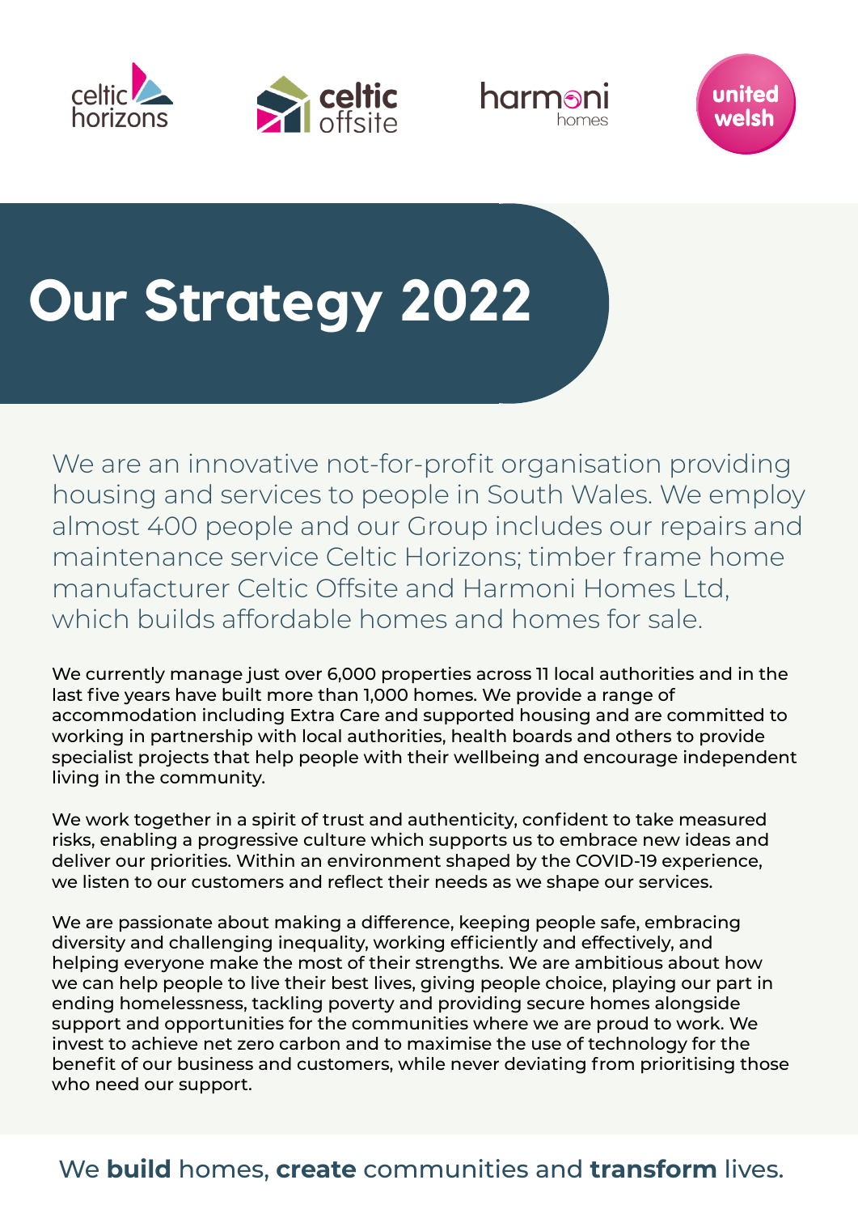celtic horizons

celtic offsite

harmoni homes

united welsh

# Our Strategy 2022

We are an innovative not-for-profit organisation providing housing and services to people in South Wales. We employ almost 400 people and our Group includes our repairs and maintenance service Celtic Horizons; timber frame home manufacturer Celtic Offsite and Harmoni Homes Ltd, which builds affordable homes and homes for sale.

We currently manage just over 6,000 properties across 11 local authorities and in the last five years have built more than 1,000 homes. We provide a range of accommodation including Extra Care and supported housing and are committed to working in partnership with local authorities, health boards and others to provide specialist projects that help people with their wellbeing and encourage independent living in the community.

We work together in a spirit of trust and authenticity, confident to take measured risks, enabling a progressive culture which supports us to embrace new ideas and deliver our priorities. Within an environment shaped by the COVID-19 experience, we listen to our customers and reflect their needs as we shape our services.

We are passionate about making a difference, keeping people safe, embracing diversity and challenging inequality, working efficiently and effectively, and helping everyone make the most of their strengths. We are ambitious about how we can help people to live their best lives, giving people choice, playing our part in ending homelessness, tackling poverty and providing secure homes alongside support and opportunities for the communities where we are proud to work. We invest to achieve net zero carbon and to maximise the use of technology for the benefit of our business and customers, while never deviating from prioritising those who need our support.

We **build** homes, **create** communities and **transform** lives.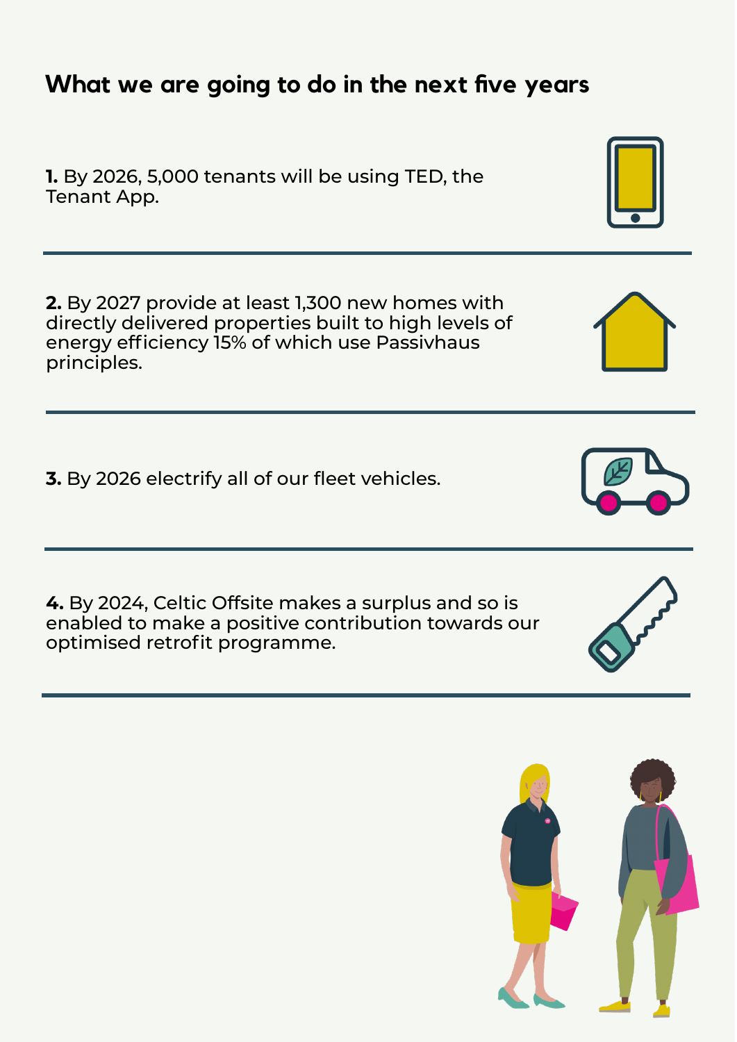## What we are going to do in the next five years

**1.** By 2026, 5,000 tenants will be using TED, the Tenant App.

**2.** By 2027 provide at least 1,300 new homes with directly delivered properties built to high levels of energy efficiency 15% of which use Passivhaus principles.

**3.** By 2026 electrify all of our fleet vehicles.

**4.** By 2024, Celtic Offsite makes a surplus and so is enabled to make a positive contribution towards our optimised retrofit programme.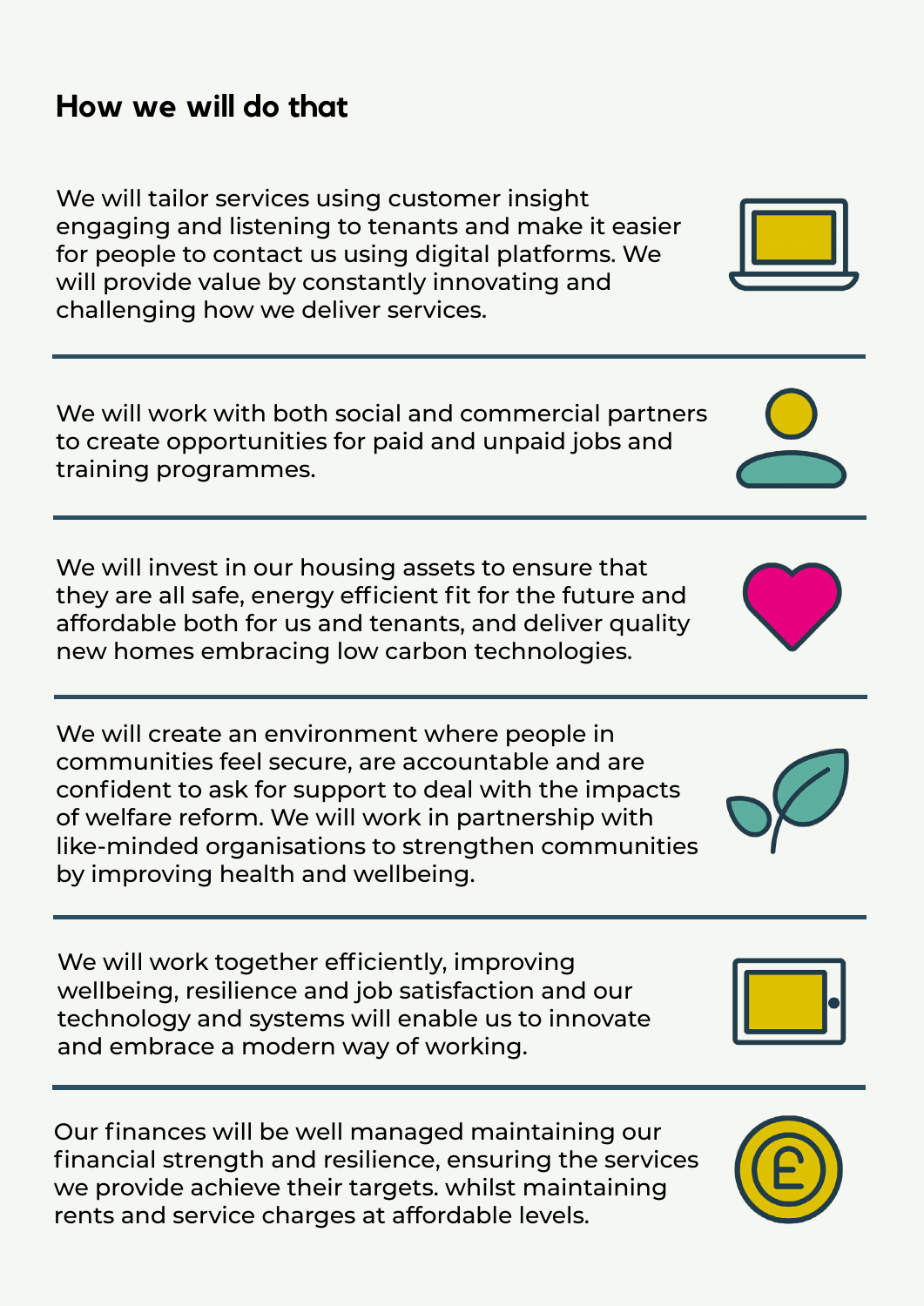## How we will do that

We will tailor services using customer insight engaging and listening to tenants and make it easier for people to contact us using digital platforms. We will provide value by constantly innovating and challenging how we deliver services.

---

We will work with both social and commercial partners to create opportunities for paid and unpaid jobs and training programmes.

---

We will invest in our housing assets to ensure that they are all safe, energy efficient fit for the future and affordable both for us and tenants, and deliver quality new homes embracing low carbon technologies.

---

We will create an environment where people in communities feel secure, are accountable and are confident to ask for support to deal with the impacts of welfare reform. We will work in partnership with like-minded organisations to strengthen communities by improving health and wellbeing.

---

We will work together efficiently, improving wellbeing, resilience and job satisfaction and our technology and systems will enable us to innovate and embrace a modern way of working.

---

Our finances will be well managed maintaining our financial strength and resilience, ensuring the services we provide achieve their targets. whilst maintaining rents and service charges at affordable levels.